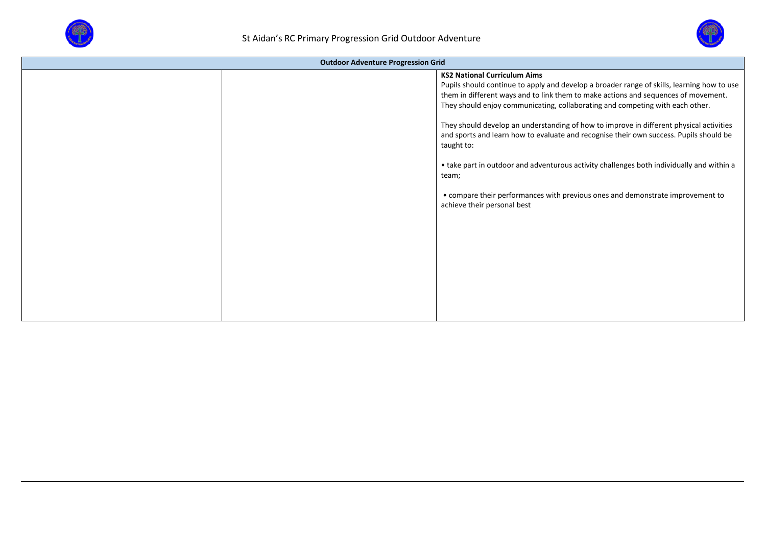# St Aidan's RC Primary Progression Grid Outdoor Adventure

| Outdoor Adventure Progression Grid | | |
|---|---|---|
| | | **KS2 National Curriculum Aims**<br>Pupils should continue to apply and develop a broader range of skills, learning how to use them in different ways and to link them to make actions and sequences of movement. They should enjoy communicating, collaborating and competing with each other.<br><br>They should develop an understanding of how to improve in different physical activities and sports and learn how to evaluate and recognise their own success. Pupils should be taught to:<br><br>• take part in outdoor and adventurous activity challenges both individually and within a team;<br><br>• compare their performances with previous ones and demonstrate improvement to achieve their personal best |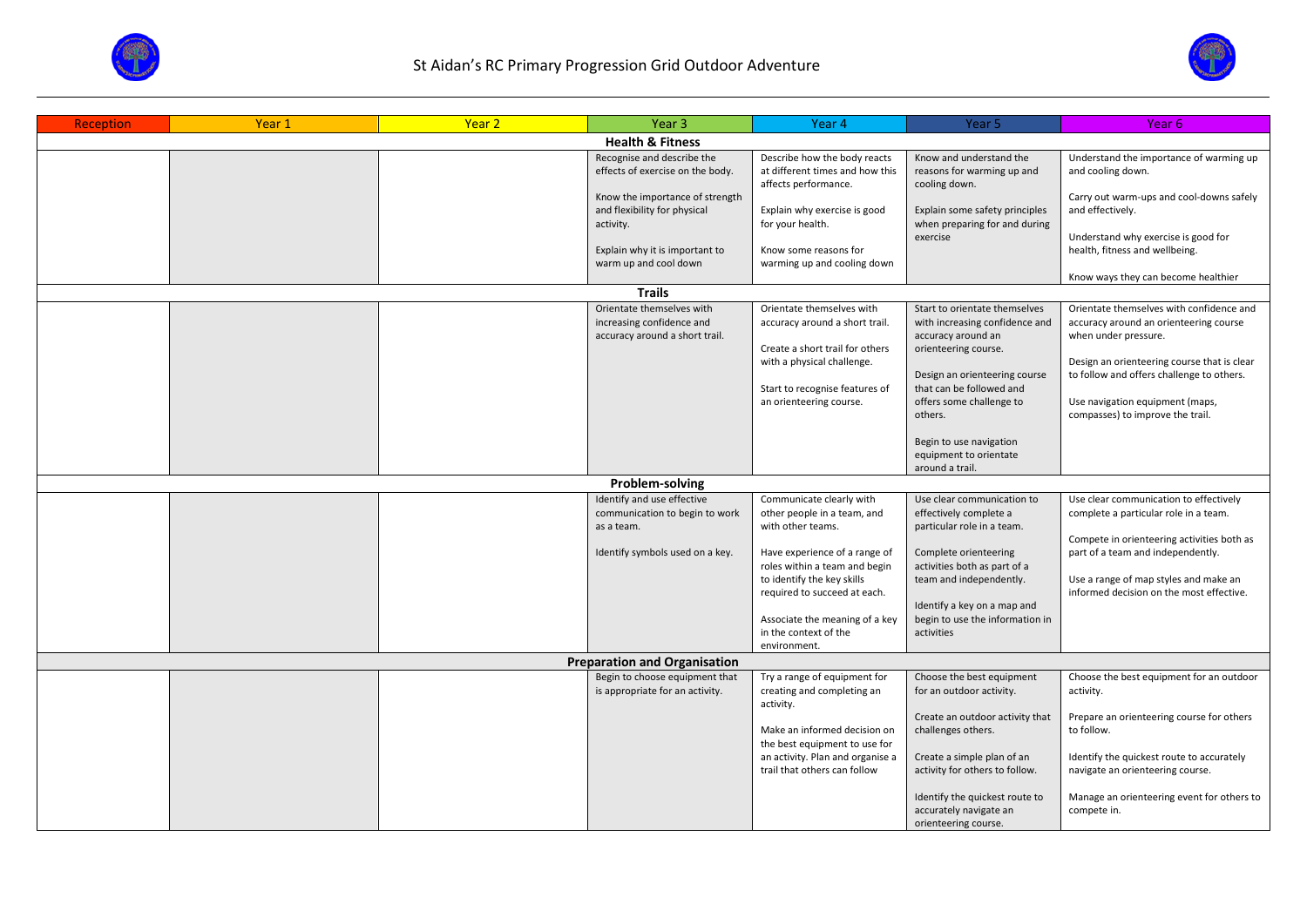# St Aidan's RC Primary Progression Grid Outdoor Adventure

| Reception | Year 1 | Year 2 | Year 3 | Year 4 | Year 5 | Year 6 |
|---|---|---|---|---|---|---|
| **Health & Fitness** | | | | | | |
| | | | Recognise and describe the effects of exercise on the body.<br><br>Know the importance of strength and flexibility for physical activity.<br><br>Explain why it is important to warm up and cool down | Describe how the body reacts at different times and how this affects performance.<br><br>Explain why exercise is good for your health.<br><br>Know some reasons for warming up and cooling down | Know and understand the reasons for warming up and cooling down.<br><br>Explain some safety principles when preparing for and during exercise | Understand the importance of warming up and cooling down.<br><br>Carry out warm-ups and cool-downs safely and effectively.<br><br>Understand why exercise is good for health, fitness and wellbeing.<br><br>Know ways they can become healthier |
| **Trails** | | | | | | |
| | | | Orientate themselves with increasing confidence and accuracy around a short trail. | Orientate themselves with accuracy around a short trail.<br><br>Create a short trail for others with a physical challenge.<br><br>Start to recognise features of an orienteering course. | Start to orientate themselves with increasing confidence and accuracy around an orienteering course.<br><br>Design an orienteering course that can be followed and offers some challenge to others.<br><br>Begin to use navigation equipment to orientate around a trail. | Orientate themselves with confidence and accuracy around an orienteering course when under pressure.<br><br>Design an orienteering course that is clear to follow and offers challenge to others.<br><br>Use navigation equipment (maps, compasses) to improve the trail. |
| **Problem-solving** | | | | | | |
| | | | Identify and use effective communication to begin to work as a team.<br><br>Identify symbols used on a key. | Communicate clearly with other people in a team, and with other teams.<br><br>Have experience of a range of roles within a team and begin to identify the key skills required to succeed at each.<br><br>Associate the meaning of a key in the context of the environment. | Use clear communication to effectively complete a particular role in a team.<br><br>Complete orienteering activities both as part of a team and independently.<br><br>Identify a key on a map and begin to use the information in activities | Use clear communication to effectively complete a particular role in a team.<br><br>Compete in orienteering activities both as part of a team and independently.<br><br>Use a range of map styles and make an informed decision on the most effective. |
| **Preparation and Organisation** | | | | | | |
| | | | Begin to choose equipment that is appropriate for an activity. | Try a range of equipment for creating and completing an activity.<br><br>Make an informed decision on the best equipment to use for an activity. Plan and organise a trail that others can follow | Choose the best equipment for an outdoor activity.<br><br>Create an outdoor activity that challenges others.<br><br>Create a simple plan of an activity for others to follow.<br><br>Identify the quickest route to accurately navigate an orienteering course. | Choose the best equipment for an outdoor activity.<br><br>Prepare an orienteering course for others to follow.<br><br>Identify the quickest route to accurately navigate an orienteering course.<br><br>Manage an orienteering event for others to compete in. |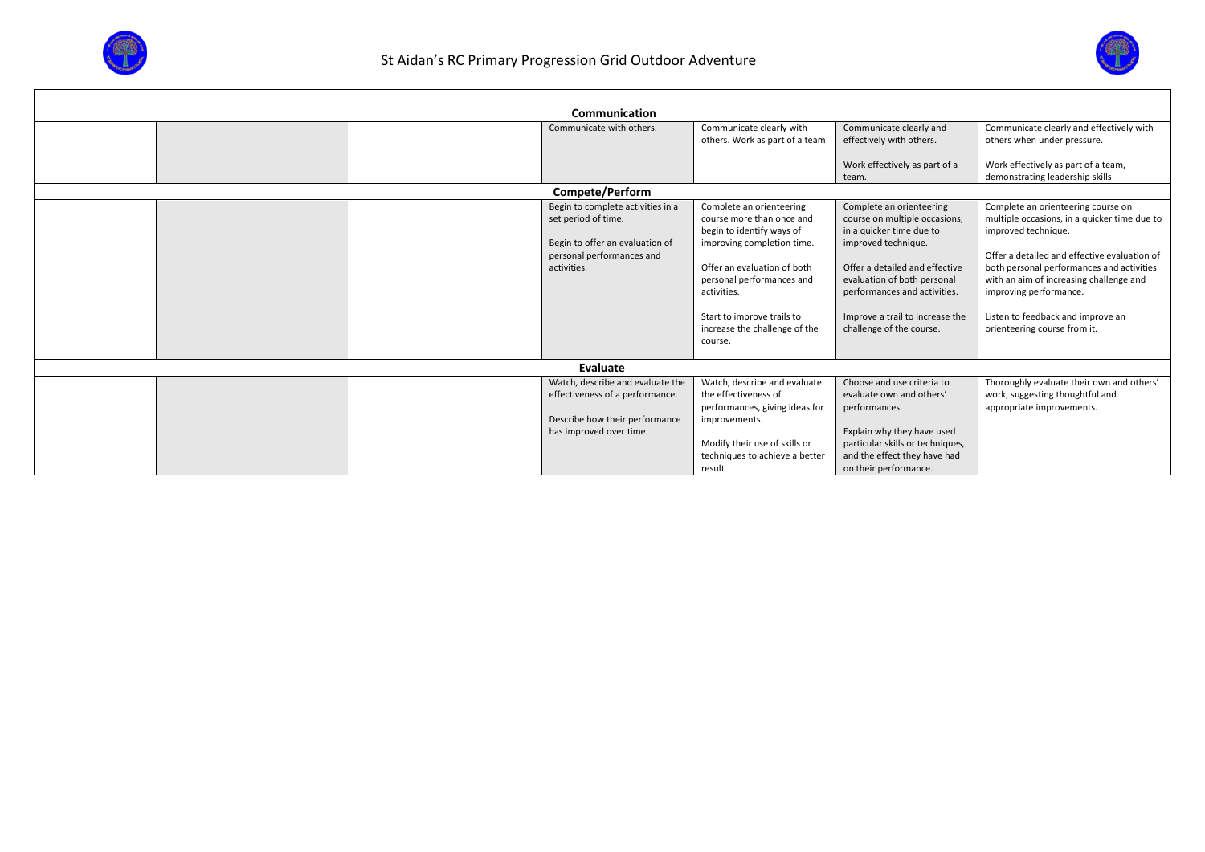# St Aidan's RC Primary Progression Grid Outdoor Adventure

| | | | | | | |
|---|---|---|---|---|---|---|
| **Communication** | | | | | | |
| | | | Communicate with others. | Communicate clearly with others. Work as part of a team | Communicate clearly and effectively with others.<br><br>Work effectively as part of a team. | Communicate clearly and effectively with others when under pressure.<br><br>Work effectively as part of a team, demonstrating leadership skills |
| **Compete/Perform** | | | | | | |
| | | | Begin to complete activities in a set period of time.<br><br>Begin to offer an evaluation of personal performances and activities. | Complete an orienteering course more than once and begin to identify ways of improving completion time.<br><br>Offer an evaluation of both personal performances and activities.<br><br>Start to improve trails to increase the challenge of the course. | Complete an orienteering course on multiple occasions, in a quicker time due to improved technique.<br><br>Offer a detailed and effective evaluation of both personal performances and activities.<br><br>Improve a trail to increase the challenge of the course. | Complete an orienteering course on multiple occasions, in a quicker time due to improved technique.<br><br>Offer a detailed and effective evaluation of both personal performances and activities with an aim of increasing challenge and improving performance.<br><br>Listen to feedback and improve an orienteering course from it. |
| **Evaluate** | | | | | | |
| | | | Watch, describe and evaluate the effectiveness of a performance.<br><br>Describe how their performance has improved over time. | Watch, describe and evaluate the effectiveness of performances, giving ideas for improvements.<br><br>Modify their use of skills or techniques to achieve a better result | Choose and use criteria to evaluate own and others' performances.<br><br>Explain why they have used particular skills or techniques, and the effect they have had on their performance. | Thoroughly evaluate their own and others' work, suggesting thoughtful and appropriate improvements. |